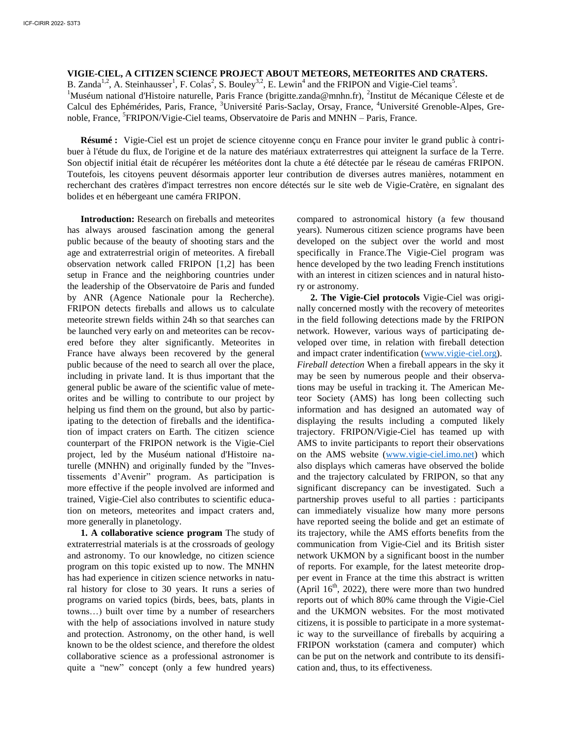**VIGIE-CIEL, A CITIZEN SCIENCE PROJECT ABOUT METEORS, METEORITES AND CRATERS.**

B. Zanda[1,2], A. Steinhausser[1], F. Colas[2], S. Bouley[3,2], E. Lewin[4] and the FRIPON and Vigie-Ciel teams[5].

[1]Muséum national d'Histoire naturelle, Paris France (brigitte.zanda@mnhn.fr), [2]Institut de Mécanique Céleste et de Calcul des Ephémérides, Paris, France, [3]Université Paris-Saclay, Orsay, France, [4]Université Grenoble-Alpes, Grenoble, France, [5]FRIPON/Vigie-Ciel teams, Observatoire de Paris and MNHN – Paris, France.

**Résumé :** Vigie-Ciel est un projet de science citoyenne conçu en France pour inviter le grand public à contribuer à l'étude du flux, de l'origine et de la nature des matériaux extraterrestres qui atteignent la surface de la Terre. Son objectif initial était de récupérer les météorites dont la chute a été détectée par le réseau de caméras FRIPON. Toutefois, les citoyens peuvent désormais apporter leur contribution de diverses autres manières, notamment en recherchant des cratères d'impact terrestres non encore détectés sur le site web de Vigie-Cratère, en signalant des bolides et en hébergeant une caméra FRIPON.

**Introduction:** Research on fireballs and meteorites has always aroused fascination among the general public because of the beauty of shooting stars and the age and extraterrestrial origin of meteorites. A fireball observation network called FRIPON [1,2] has been setup in France and the neighboring countries under the leadership of the Observatoire de Paris and funded by ANR (Agence Nationale pour la Recherche). FRIPON detects fireballs and allows us to calculate meteorite strewn fields within 24h so that searches can be launched very early on and meteorites can be recovered before they alter significantly. Meteorites in France have always been recovered by the general public because of the need to search all over the place, including in private land. It is thus important that the general public be aware of the scientific value of meteorites and be willing to contribute to our project by helping us find them on the ground, but also by participating to the detection of fireballs and the identification of impact craters on Earth. The citizen science counterpart of the FRIPON network is the Vigie-Ciel project, led by the Muséum national d'Histoire naturelle (MNHN) and originally funded by the "Investissements d'Avenir" program. As participation is more effective if the people involved are informed and trained, Vigie-Ciel also contributes to scientific education on meteors, meteorites and impact craters and, more generally in planetology.

**1. A collaborative science program** The study of extraterrestrial materials is at the crossroads of geology and astronomy. To our knowledge, no citizen science program on this topic existed up to now. The MNHN has had experience in citizen science networks in natural history for close to 30 years. It runs a series of programs on varied topics (birds, bees, bats, plants in towns…) built over time by a number of researchers with the help of associations involved in nature study and protection. Astronomy, on the other hand, is well known to be the oldest science, and therefore the oldest collaborative science as a professional astronomer is quite a "new" concept (only a few hundred years) compared to astronomical history (a few thousand years). Numerous citizen science programs have been developed on the subject over the world and most specifically in France.The Vigie-Ciel program was hence developed by the two leading French institutions with an interest in citizen sciences and in natural history or astronomy.

**2. The Vigie-Ciel protocols** Vigie-Ciel was originally concerned mostly with the recovery of meteorites in the field following detections made by the FRIPON network. However, various ways of participating developed over time, in relation with fireball detection and impact crater indentification (www.vigie-ciel.org). *Fireball detection* When a fireball appears in the sky it may be seen by numerous people and their observations may be useful in tracking it. The American Meteor Society (AMS) has long been collecting such information and has designed an automated way of displaying the results including a computed likely trajectory. FRIPON/Vigie-Ciel has teamed up with AMS to invite participants to report their observations on the AMS website (www.vigie-ciel.imo.net) which also displays which cameras have observed the bolide and the trajectory calculated by FRIPON, so that any significant discrepancy can be investigated. Such a partnership proves useful to all parties : participants can immediately visualize how many more persons have reported seeing the bolide and get an estimate of its trajectory, while the AMS efforts benefits from the communication from Vigie-Ciel and its British sister network UKMON by a significant boost in the number of reports. For example, for the latest meteorite dropper event in France at the time this abstract is written (April 16th, 2022), there were more than two hundred reports out of which 80% came through the Vigie-Ciel and the UKMON websites. For the most motivated citizens, it is possible to participate in a more systematic way to the surveillance of fireballs by acquiring a FRIPON workstation (camera and computer) which can be put on the network and contribute to its densification and, thus, to its effectiveness.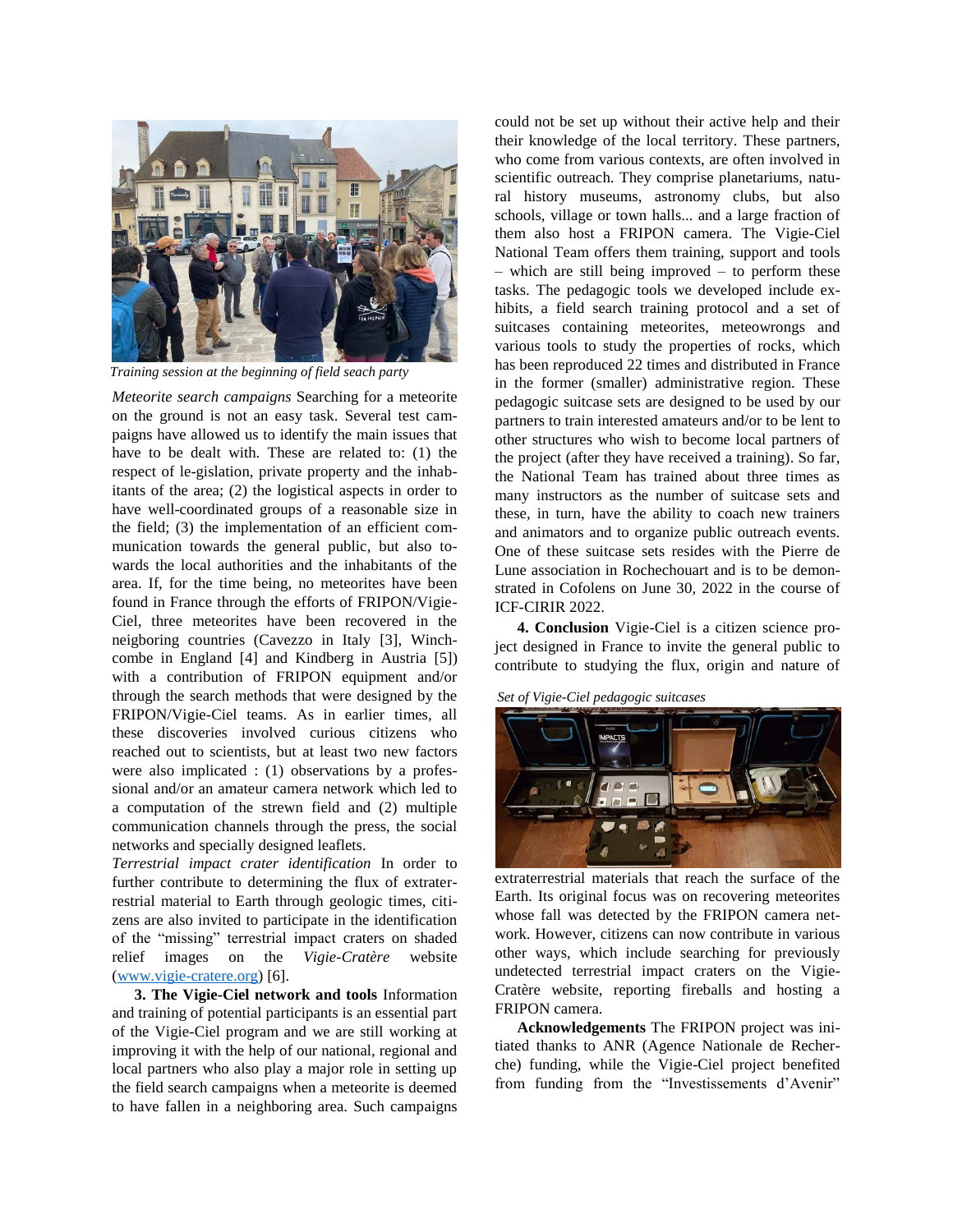Training session at the beginning of field seach party

*Meteorite search campaigns* Searching for a meteorite on the ground is not an easy task. Several test campaigns have allowed us to identify the main issues that have to be dealt with. These are related to: (1) the respect of le-gislation, private property and the inhabitants of the area; (2) the logistical aspects in order to have well-coordinated groups of a reasonable size in the field; (3) the implementation of an efficient communication towards the general public, but also towards the local authorities and the inhabitants of the area. If, for the time being, no meteorites have been found in France through the efforts of FRIPON/Vigie-Ciel, three meteorites have been recovered in the neigboring countries (Cavezzo in Italy [3], Winchcombe in England [4] and Kindberg in Austria [5]) with a contribution of FRIPON equipment and/or through the search methods that were designed by the FRIPON/Vigie-Ciel teams. As in earlier times, all these discoveries involved curious citizens who reached out to scientists, but at least two new factors were also implicated : (1) observations by a professional and/or an amateur camera network which led to a computation of the strewn field and (2) multiple communication channels through the press, the social networks and specially designed leaflets.

*Terrestrial impact crater identification* In order to further contribute to determining the flux of extraterrestrial material to Earth through geologic times, citizens are also invited to participate in the identification of the "missing" terrestrial impact craters on shaded relief images on the *Vigie-Cratère* website (www.vigie-cratere.org) [6].

**3. The Vigie-Ciel network and tools** Information and training of potential participants is an essential part of the Vigie-Ciel program and we are still working at improving it with the help of our national, regional and local partners who also play a major role in setting up the field search campaigns when a meteorite is deemed to have fallen in a neighboring area. Such campaigns could not be set up without their active help and their their knowledge of the local territory. These partners, who come from various contexts, are often involved in scientific outreach. They comprise planetariums, natural history museums, astronomy clubs, but also schools, village or town halls... and a large fraction of them also host a FRIPON camera. The Vigie-Ciel National Team offers them training, support and tools – which are still being improved – to perform these tasks. The pedagogic tools we developed include exhibits, a field search training protocol and a set of suitcases containing meteorites, meteowrongs and various tools to study the properties of rocks, which has been reproduced 22 times and distributed in France in the former (smaller) administrative region. These pedagogic suitcase sets are designed to be used by our partners to train interested amateurs and/or to be lent to other structures who wish to become local partners of the project (after they have received a training). So far, the National Team has trained about three times as many instructors as the number of suitcase sets and these, in turn, have the ability to coach new trainers and animators and to organize public outreach events. One of these suitcase sets resides with the Pierre de Lune association in Rochechouart and is to be demonstrated in Cofolens on June 30, 2022 in the course of ICF-CIRIR 2022.

**4. Conclusion** Vigie-Ciel is a citizen science project designed in France to invite the general public to contribute to studying the flux, origin and nature of extraterrestrial materials that reach the surface of the Earth. Its original focus was on recovering meteorites whose fall was detected by the FRIPON camera network. However, citizens can now contribute in various other ways, which include searching for previously undetected terrestrial impact craters on the Vigie-Cratère website, reporting fireballs and hosting a FRIPON camera.

Set of Vigie-Ciel pedagogic suitcases

**Acknowledgements** The FRIPON project was initiated thanks to ANR (Agence Nationale de Recherche) funding, while the Vigie-Ciel project benefited from funding from the "Investissements d'Avenir"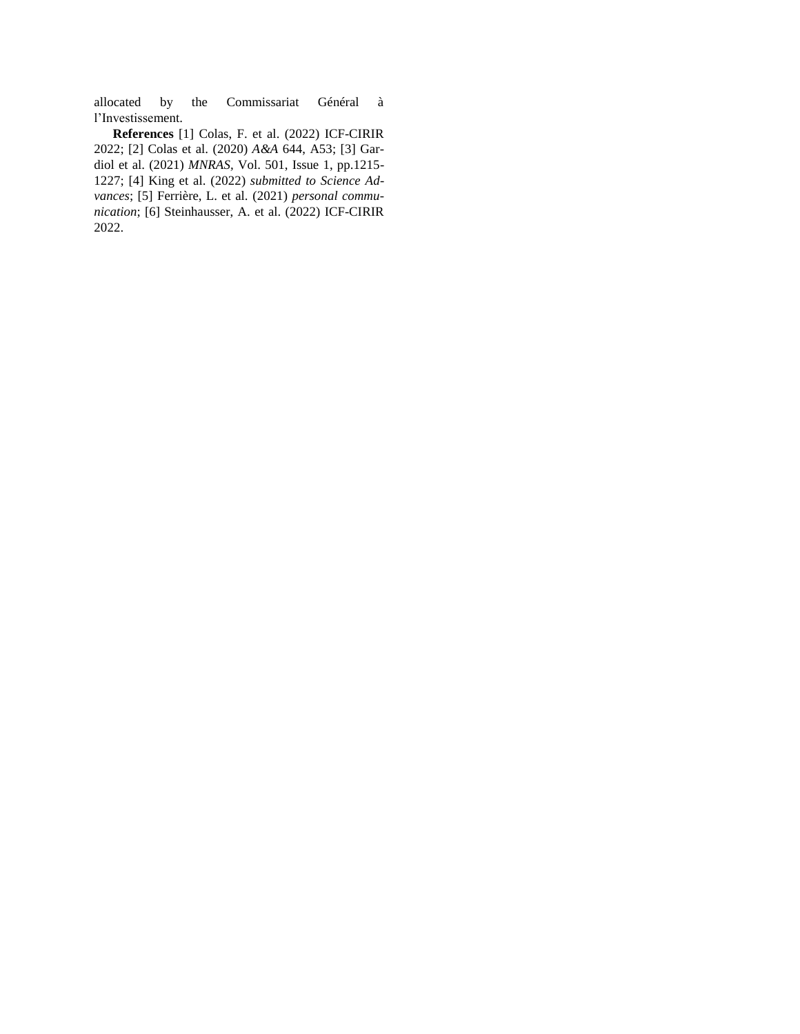allocated by the Commissariat Général à l'Investissement.

**References** [1] Colas, F. et al. (2022) ICF-CIRIR 2022; [2] Colas et al. (2020) *A&A* 644, A53; [3] Gardiol et al. (2021) *MNRAS*, Vol. 501, Issue 1, pp.1215-1227; [4] King et al. (2022) *submitted to Science Advances*; [5] Ferrière, L. et al. (2021) *personal communication*; [6] Steinhausser, A. et al. (2022) ICF-CIRIR 2022.